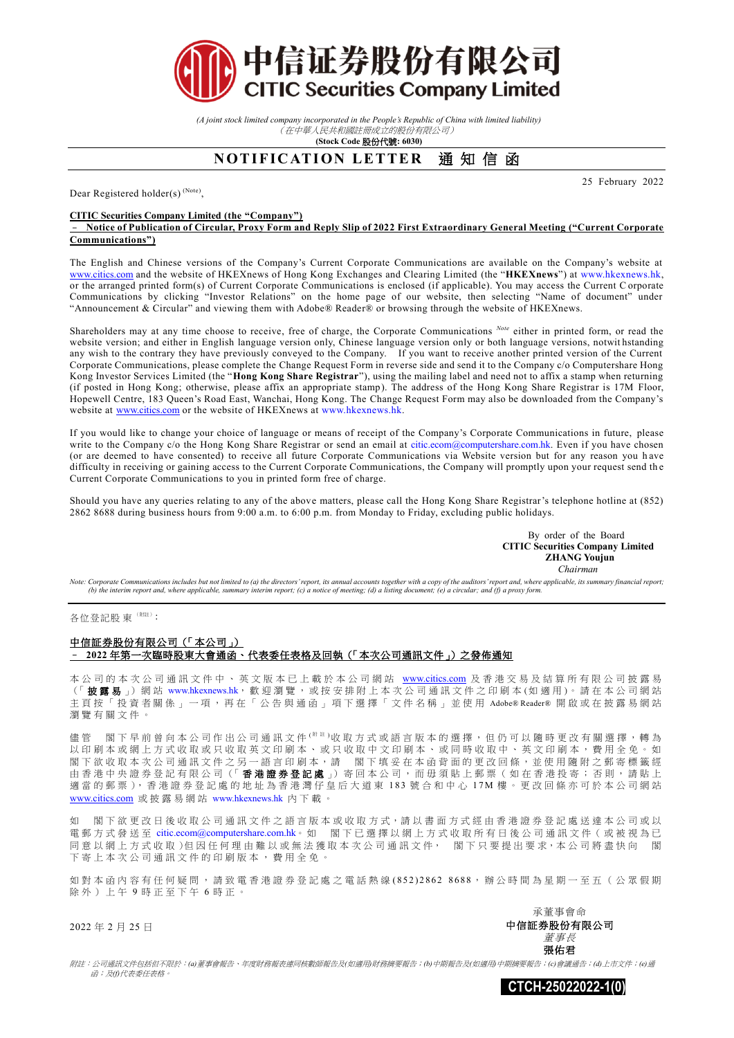# 中信证券股份有限公司
# CITIC Securities Company Limited

*(A joint stock limited company incorporated in the People's Republic of China with limited liability)*
*（在中華人民共和國註冊成立的股份有限公司）*
**(Stock Code 股份代號: 6030)**

## NOTIFICATION LETTER 通知信函

25 February 2022

Dear Registered holder(s) (Note),

**CITIC Securities Company Limited (the "Company")**
**– Notice of Publication of Circular, Proxy Form and Reply Slip of 2022 First Extraordinary General Meeting ("Current Corporate Communications")**

The English and Chinese versions of the Company's Current Corporate Communications are available on the Company's website at www.citics.com and the website of HKEXnews of Hong Kong Exchanges and Clearing Limited (the "**HKEXnews**") at www.hkexnews.hk, or the arranged printed form(s) of Current Corporate Communications is enclosed (if applicable). You may access the Current Corporate Communications by clicking "Investor Relations" on the home page of our website, then selecting "Name of document" under "Announcement & Circular" and viewing them with Adobe® Reader® or browsing through the website of HKEXnews.

Shareholders may at any time choose to receive, free of charge, the Corporate Communications Note either in printed form, or read the website version; and either in English language version only, Chinese language version only or both language versions, notwithstanding any wish to the contrary they have previously conveyed to the Company. If you want to receive another printed version of the Current Corporate Communications, please complete the Change Request Form in reverse side and send it to the Company c/o Computershare Hong Kong Investor Services Limited (the "**Hong Kong Share Registrar**"), using the mailing label and need not to affix a stamp when returning (if posted in Hong Kong; otherwise, please affix an appropriate stamp). The address of the Hong Kong Share Registrar is 17M Floor, Hopewell Centre, 183 Queen's Road East, Wanchai, Hong Kong. The Change Request Form may also be downloaded from the Company's website at www.citics.com or the website of HKEXnews at www.hkexnews.hk.

If you would like to change your choice of language or means of receipt of the Company's Corporate Communications in future, please write to the Company c/o the Hong Kong Share Registrar or send an email at citic.ecom@computershare.com.hk. Even if you have chosen (or are deemed to have consented) to receive all future Corporate Communications via Website version but for any reason you have difficulty in receiving or gaining access to the Current Corporate Communications, the Company will promptly upon your request send the Current Corporate Communications to you in printed form free of charge.

Should you have any queries relating to any of the above matters, please call the Hong Kong Share Registrar's telephone hotline at (852) 2862 8688 during business hours from 9:00 a.m. to 6:00 p.m. from Monday to Friday, excluding public holidays.

By order of the Board
**CITIC Securities Company Limited**
**ZHANG Youjun**
*Chairman*

*Note: Corporate Communications includes but not limited to (a) the directors' report, its annual accounts together with a copy of the auditors' report and, where applicable, its summary financial report; (b) the interim report and, where applicable, summary interim report; (c) a notice of meeting; (d) a listing document; (e) a circular; and (f) a proxy form.*

---

各位登記股東 (附註)：

**中信証券股份有限公司（「本公司」）**
**– 2022年第一次臨時股東大會通函、代表委任表格及回執（「本次公司通訊文件」）之發佈通知**

本公司的本次公司通訊文件中、英文版本已上載於本公司網站 www.citics.com 及香港交易及結算所有限公司披露易（「**披露易**」）網站 www.hkexnews.hk，歡迎瀏覽，或按安排附上本次公司通訊文件之印刷本(如適用)。請在本公司網站主頁按「投資者關係」一項，再在「公告與通函」項下選擇「文件名稱」並使用 Adobe® Reader® 開啟或在披露易網站瀏覽有關文件。

儘管 閣下早前曾向本公司作出公司通訊文件(附註)收取方式或語言版本的選擇，但仍可以隨時更改有關選擇，轉為以印刷本或網上方式收取或只收取英文印刷本、或只收取中文印刷本、或同時收取中、英文印刷本，費用全免。如閣下欲收取本次公司通訊文件之另一語言印刷本，請 閣下填妥在本函背面的更改回條，並使用隨附之郵寄標籤經由香港中央證券登記有限公司（「**香港證券登記處**」）寄回本公司，而毋須貼上郵票（如在香港投寄；否則，請貼上適當的郵票），香港證券登記處的地址為香港灣仔皇后大道東183號合和中心17M樓。更改回條亦可於本公司網站 www.citics.com 或披露易網站 www.hkexnews.hk 內下載。

如 閣下欲更改日後收取公司通訊文件之語言版本或收取方式，請以書面方式經由香港證券登記處送達本公司或以電郵方式發送至 citic.ecom@computershare.com.hk。如 閣下已選擇以網上方式收取所有日後公司通訊文件（或被視為已同意以網上方式收取）但因任何理由難以或無法獲取本次公司通訊文件， 閣下只要提出要求，本公司將盡快向 閣下寄上本次公司通訊文件的印刷版本，費用全免。

如對本函內容有任何疑問，請致電香港證券登記處之電話熱線(852)2862 8688，辦公時間為星期一至五（公眾假期除外）上午9時正至下午6時正。

2022年2月25日

承董事會命
**中信証券股份有限公司**
*董事長*
**張佑君**

*附註：公司通訊文件包括但不限於：(a)董事會報告、年度財務報表連同核數師報告及(如適用)財務摘要報告；(b)中期報告及(如適用)中期摘要報告；(c)會議通告；(d)上市文件；(e)通函；及(f)代表委任表格。*

**CTCH-25022022-1(0)**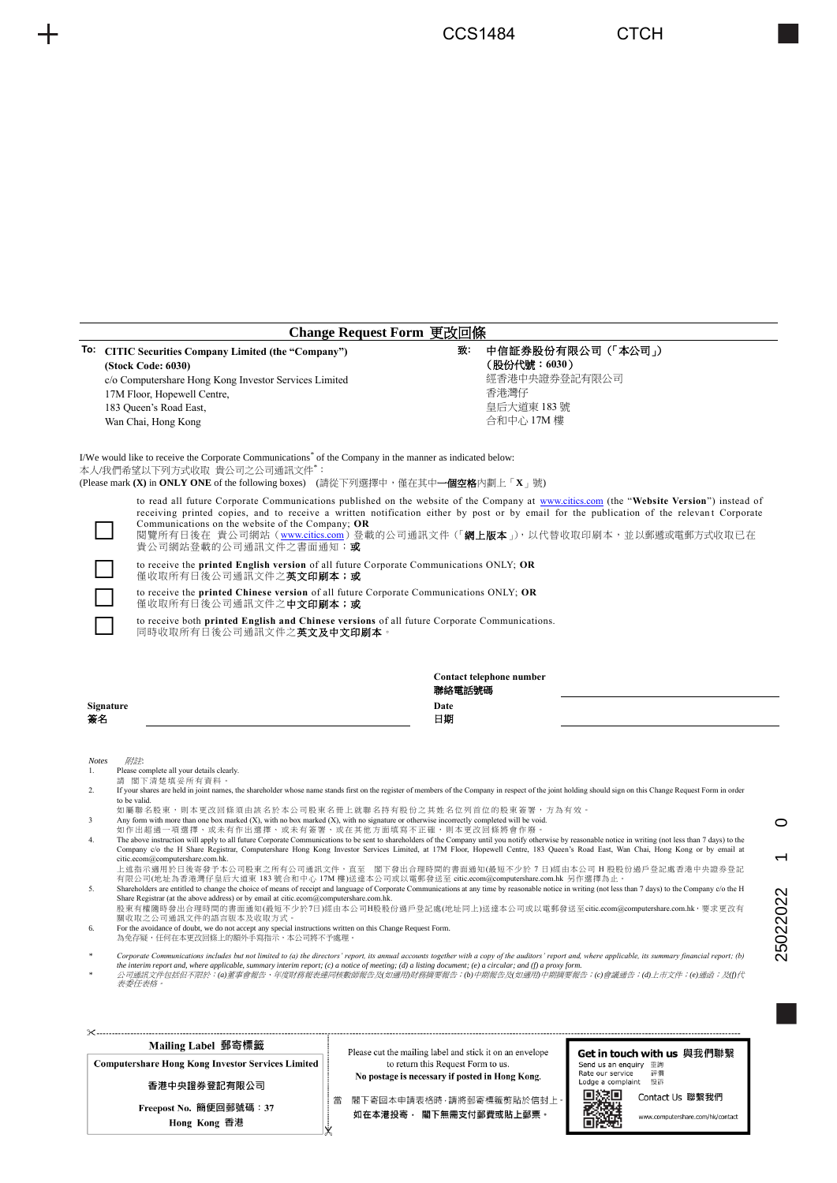# Change Request Form 更改回條

**To: CITIC Securities Company Limited (the "Company")**
**(Stock Code: 6030)**
c/o Computershare Hong Kong Investor Services Limited
17M Floor, Hopewell Centre,
183 Queen's Road East,
Wan Chai, Hong Kong

**致：中信証券股份有限公司（「本公司」）**
**（股份代號：6030）**
經香港中央證券登記有限公司
香港灣仔
皇后大道東 183 號
合和中心 17M 樓

I/We would like to receive the Corporate Communications* of the Company in the manner as indicated below:
本人/我們希望以下列方式收取 貴公司之公司通訊文件*：
(Please mark **(X)** in **ONLY ONE** of the following boxes) （請從下列選擇中，僅在其中**一個空格**內劃上「**X**」號）

☐ to read all future Corporate Communications published on the website of the Company at www.citics.com (the "**Website Version**") instead of receiving printed copies, and to receive a written notification either by post or by email for the publication of the relevant Corporate Communications on the website of the Company; **OR**
閱覽所有日後在 貴公司網站（www.citics.com）登載的公司通訊文件（「**網上版本**」），以代替收取印刷本，並以郵遞或電郵方式收取已在貴公司網站登載的公司通訊文件之書面通知；**或**

☐ to receive the **printed English version** of all future Corporate Communications ONLY; **OR**
僅收取所有日後公司通訊文件之**英文印刷本；或**

☐ to receive the **printed Chinese version** of all future Corporate Communications ONLY; **OR**
僅收取所有日後公司通訊文件之**中文印刷本；或**

☐ to receive both **printed English and Chinese versions** of all future Corporate Communications.
同時收取所有日後公司通訊文件之**英文及中文印刷本**。

**Contact telephone number 聯絡電話號碼** ____________________

**Signature 簽名** ____________________ **Date 日期** ____________________

*Notes 附註:*

1. Please complete all your details clearly.
請 閣下清楚填妥所有資料。
2. If your shares are held in joint names, the shareholder whose name stands first on the register of members of the Company in respect of the joint holding should sign on this Change Request Form in order to be valid.
如屬聯名股東，則本更改回條須由該名於本公司股東名冊上就聯名持有股份之其姓名位列首位的股東簽署，方為有效。
3. Any form with more than one box marked (X), with no box marked (X), with no signature or otherwise incorrectly completed will be void.
如作出超過一項選擇、或未有作出選擇、或未有簽署、或在其他方面填寫不正確，則本更改回條將會作廢。
4. The above instruction will apply to all future Corporate Communications to be sent to shareholders of the Company until you notify otherwise by reasonable notice in writing (not less than 7 days) to the Company c/o the H Share Registrar, Computershare Hong Kong Investor Services Limited, at 17M Floor, Hopewell Centre, 183 Queen's Road East, Wan Chai, Hong Kong or by email at citic.ecom@computershare.com.hk.
上述指示適用於日後寄發予本公司股東之所有公司通訊文件，直至 閣下發出合理時間的書面通知(最短不少於 7 日)經由本公司 H 股股份過戶登記處香港中央證券登記有限公司(地址為香港灣仔皇后大道東 183 號合和中心 17M 樓)送達本公司或以電郵發送至 citic.ecom@computershare.com.hk 另作選擇為止。
5. Shareholders are entitled to change the choice of means and language of Corporate Communications at any time by reasonable notice in writing (not less than 7 days) to the Company c/o the H Share Registrar (at the above address) or by email at citic.ecom@computershare.com.hk.
股東有權隨時發出合理時間的書面通知(最短不少於7日)經由本公司H股股份過戶登記處(地址同上)送達本公司或以電郵發送至citic.ecom@computershare.com.hk，要求更改有關收取之公司通訊文件的語言版本及收取方式。
6. For the avoidance of doubt, we do not accept any special instructions written on this Change Request Form.
為免存疑，任何在本更改回條上的額外手寫指示，本公司將不予處理。

\* *Corporate Communications includes but not limited to (a) the directors' report, its annual accounts together with a copy of the auditors' report and, where applicable, its summary financial report; (b) the interim report and, where applicable, summary interim report; (c) a notice of meeting; (d) a listing document; (e) a circular; and (f) a proxy form.*
\* *公司通訊文件包括但不限於：(a)董事會報告、年度財務報表連同核數師報告及(如適用)財務摘要報告；(b)中期報告及(如適用)中期摘要報告；(c)會議通告；(d)上市文件；(e)通函；及(f)代表委任表格。*

---

**Mailing Label 郵寄標籤**
**Computershare Hong Kong Investor Services Limited**
**香港中央證券登記有限公司**
**Freepost No. 簡便回郵號碼：37**
**Hong Kong 香港**

Please cut the mailing label and stick it on an envelope to return this Request Form to us.
**No postage is necessary if posted in Hong Kong.**
當 閣下寄回本申請表格時，請將郵寄標籤剪貼於信封上。
**如在本港投寄， 閣下無需支付郵費或貼上郵票。**

**Get in touch with us 與我們聯繫**
Send us an enquiry 查詢
Rate our service 評價
Lodge a complaint 投訴
Contact Us 聯繫我們
www.computershare.com/hk/contact